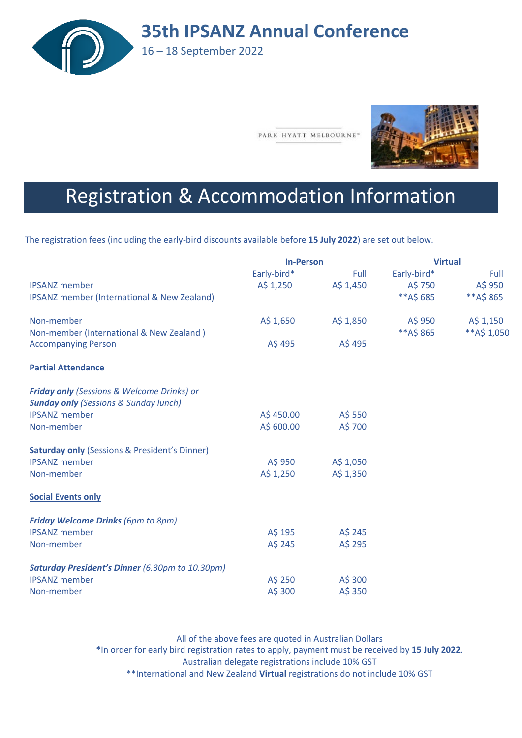# 35th IPSANZ Annual Conference

16 – 18 September 2022

PARK HYATT MELBOURNE™

## Registration & Accommodation Information

The registration fees (including the early-bird discounts available before **15 July 2022**) are set out below.

| | In-Person | | Virtual | |
|---|---|---|---|---|
| | Early-bird* | Full | Early-bird* | Full |
| IPSANZ member | A$ 1,250 | A$ 1,450 | A$ 750 | A$ 950 |
| IPSANZ member (International & New Zealand) | | | **A$ 685 | **A$ 865 |
| Non-member | A$ 1,650 | A$ 1,850 | A$ 950 | A$ 1,150 |
| Non-member (International & New Zealand ) | | | **A$ 865 | **A$ 1,050 |
| Accompanying Person | A$ 495 | A$ 495 | | |
| **Partial Attendance** | | | | |
| ***Friday only*** *(Sessions & Welcome Drinks) or* | | | | |
| ***Sunday only*** *(Sessions & Sunday lunch)* | | | | |
| IPSANZ member | A$ 450.00 | A$ 550 | | |
| Non-member | A$ 600.00 | A$ 700 | | |
| **Saturday only** (Sessions & President's Dinner) | | | | |
| IPSANZ member | A$ 950 | A$ 1,050 | | |
| Non-member | A$ 1,250 | A$ 1,350 | | |
| **Social Events only** | | | | |
| ***Friday Welcome Drinks*** *(6pm to 8pm)* | | | | |
| IPSANZ member | A$ 195 | A$ 245 | | |
| Non-member | A$ 245 | A$ 295 | | |
| ***Saturday President's Dinner*** *(6.30pm to 10.30pm)* | | | | |
| IPSANZ member | A$ 250 | A$ 300 | | |
| Non-member | A$ 300 | A$ 350 | | |

All of the above fees are quoted in Australian Dollars

*In order for early bird registration rates to apply, payment must be received by **15 July 2022**.

Australian delegate registrations include 10% GST

**International and New Zealand **Virtual** registrations do not include 10% GST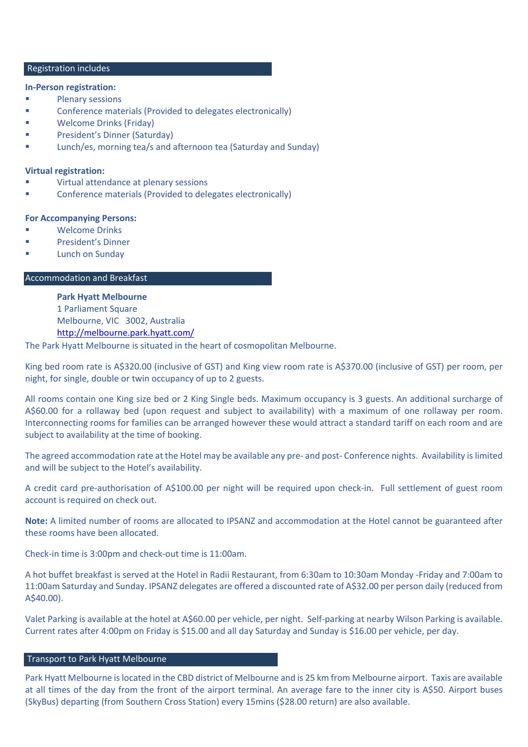## Registration includes

**In-Person registration:**

- Plenary sessions
- Conference materials (Provided to delegates electronically)
- Welcome Drinks (Friday)
- President's Dinner (Saturday)
- Lunch/es, morning tea/s and afternoon tea (Saturday and Sunday)

**Virtual registration:**

- Virtual attendance at plenary sessions
- Conference materials (Provided to delegates electronically)

**For Accompanying Persons:**

- Welcome Drinks
- President's Dinner
- Lunch on Sunday

## Accommodation and Breakfast

**Park Hyatt Melbourne**
1 Parliament Square
Melbourne, VIC 3002, Australia
http://melbourne.park.hyatt.com/

The Park Hyatt Melbourne is situated in the heart of cosmopolitan Melbourne.

King bed room rate is A$320.00 (inclusive of GST) and King view room rate is A$370.00 (inclusive of GST) per room, per night, for single, double or twin occupancy of up to 2 guests.

All rooms contain one King size bed or 2 King Single beds. Maximum occupancy is 3 guests. An additional surcharge of A$60.00 for a rollaway bed (upon request and subject to availability) with a maximum of one rollaway per room. Interconnecting rooms for families can be arranged however these would attract a standard tariff on each room and are subject to availability at the time of booking.

The agreed accommodation rate at the Hotel may be available any pre- and post- Conference nights. Availability is limited and will be subject to the Hotel's availability.

A credit card pre-authorisation of A$100.00 per night will be required upon check-in. Full settlement of guest room account is required on check out.

**Note:** A limited number of rooms are allocated to IPSANZ and accommodation at the Hotel cannot be guaranteed after these rooms have been allocated.

Check-in time is 3:00pm and check-out time is 11:00am.

A hot buffet breakfast is served at the Hotel in Radii Restaurant, from 6:30am to 10:30am Monday -Friday and 7:00am to 11:00am Saturday and Sunday. IPSANZ delegates are offered a discounted rate of A$32.00 per person daily (reduced from A$40.00).

Valet Parking is available at the hotel at A$60.00 per vehicle, per night. Self-parking at nearby Wilson Parking is available. Current rates after 4:00pm on Friday is $15.00 and all day Saturday and Sunday is $16.00 per vehicle, per day.

## Transport to Park Hyatt Melbourne

Park Hyatt Melbourne is located in the CBD district of Melbourne and is 25 km from Melbourne airport. Taxis are available at all times of the day from the front of the airport terminal. An average fare to the inner city is A$50. Airport buses (SkyBus) departing (from Southern Cross Station) every 15mins ($28.00 return) are also available.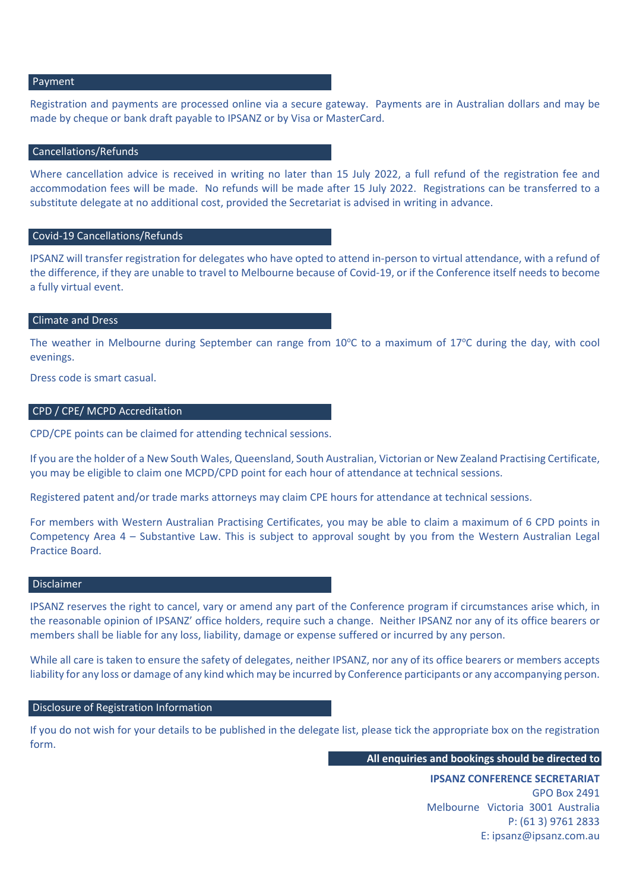## Payment

Registration and payments are processed online via a secure gateway. Payments are in Australian dollars and may be made by cheque or bank draft payable to IPSANZ or by Visa or MasterCard.

## Cancellations/Refunds

Where cancellation advice is received in writing no later than 15 July 2022, a full refund of the registration fee and accommodation fees will be made. No refunds will be made after 15 July 2022. Registrations can be transferred to a substitute delegate at no additional cost, provided the Secretariat is advised in writing in advance.

## Covid-19 Cancellations/Refunds

IPSANZ will transfer registration for delegates who have opted to attend in-person to virtual attendance, with a refund of the difference, if they are unable to travel to Melbourne because of Covid-19, or if the Conference itself needs to become a fully virtual event.

## Climate and Dress

The weather in Melbourne during September can range from 10°C to a maximum of 17°C during the day, with cool evenings.

Dress code is smart casual.

## CPD / CPE/ MCPD Accreditation

CPD/CPE points can be claimed for attending technical sessions.

If you are the holder of a New South Wales, Queensland, South Australian, Victorian or New Zealand Practising Certificate, you may be eligible to claim one MCPD/CPD point for each hour of attendance at technical sessions.

Registered patent and/or trade marks attorneys may claim CPE hours for attendance at technical sessions.

For members with Western Australian Practising Certificates, you may be able to claim a maximum of 6 CPD points in Competency Area 4 – Substantive Law. This is subject to approval sought by you from the Western Australian Legal Practice Board.

## Disclaimer

IPSANZ reserves the right to cancel, vary or amend any part of the Conference program if circumstances arise which, in the reasonable opinion of IPSANZ' office holders, require such a change. Neither IPSANZ nor any of its office bearers or members shall be liable for any loss, liability, damage or expense suffered or incurred by any person.

While all care is taken to ensure the safety of delegates, neither IPSANZ, nor any of its office bearers or members accepts liability for any loss or damage of any kind which may be incurred by Conference participants or any accompanying person.

## Disclosure of Registration Information

If you do not wish for your details to be published in the delegate list, please tick the appropriate box on the registration form.

**All enquiries and bookings should be directed to**

**IPSANZ CONFERENCE SECRETARIAT**
GPO Box 2491
Melbourne Victoria 3001 Australia
P: (61 3) 9761 2833
E: ipsanz@ipsanz.com.au